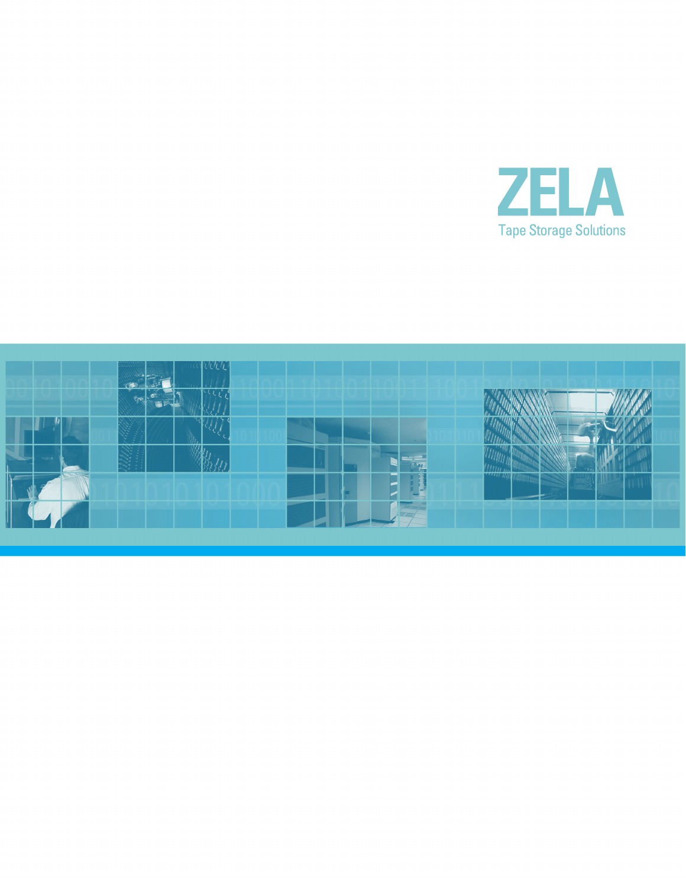# ZELA

Tape Storage Solutions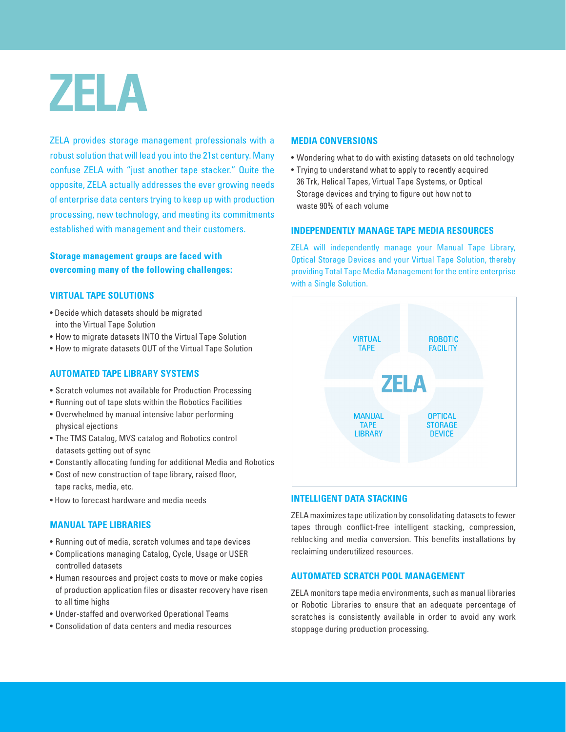# ZELA

ZELA provides storage management professionals with a robust solution that will lead you into the 21st century. Many confuse ZELA with "just another tape stacker." Quite the opposite, ZELA actually addresses the ever growing needs of enterprise data centers trying to keep up with production processing, new technology, and meeting its commitments established with management and their customers.

**Storage management groups are faced with overcoming many of the following challenges:**

## VIRTUAL TAPE SOLUTIONS

- Decide which datasets should be migrated into the Virtual Tape Solution
- How to migrate datasets INTO the Virtual Tape Solution
- How to migrate datasets OUT of the Virtual Tape Solution

## AUTOMATED TAPE LIBRARY SYSTEMS

- Scratch volumes not available for Production Processing
- Running out of tape slots within the Robotics Facilities
- Overwhelmed by manual intensive labor performing physical ejections
- The TMS Catalog, MVS catalog and Robotics control datasets getting out of sync
- Constantly allocating funding for additional Media and Robotics
- Cost of new construction of tape library, raised floor, tape racks, media, etc.
- How to forecast hardware and media needs

## MANUAL TAPE LIBRARIES

- Running out of media, scratch volumes and tape devices
- Complications managing Catalog, Cycle, Usage or USER controlled datasets
- Human resources and project costs to move or make copies of production application files or disaster recovery have risen to all time highs
- Under-staffed and overworked Operational Teams
- Consolidation of data centers and media resources

## MEDIA CONVERSIONS

- Wondering what to do with existing datasets on old technology
- Trying to understand what to apply to recently acquired 36 Trk, Helical Tapes, Virtual Tape Systems, or Optical Storage devices and trying to figure out how not to waste 90% of each volume

## INDEPENDENTLY MANAGE TAPE MEDIA RESOURCES

ZELA will independently manage your Manual Tape Library, Optical Storage Devices and your Virtual Tape Solution, thereby providing Total Tape Media Management for the entire enterprise with a Single Solution.

VIRTUAL TAPE | ROBOTIC FACILITY | ZELA | MANUAL TAPE LIBRARY | OPTICAL STORAGE DEVICE

## INTELLIGENT DATA STACKING

ZELA maximizes tape utilization by consolidating datasets to fewer tapes through conflict-free intelligent stacking, compression, reblocking and media conversion. This benefits installations by reclaiming underutilized resources.

## AUTOMATED SCRATCH POOL MANAGEMENT

ZELA monitors tape media environments, such as manual libraries or Robotic Libraries to ensure that an adequate percentage of scratches is consistently available in order to avoid any work stoppage during production processing.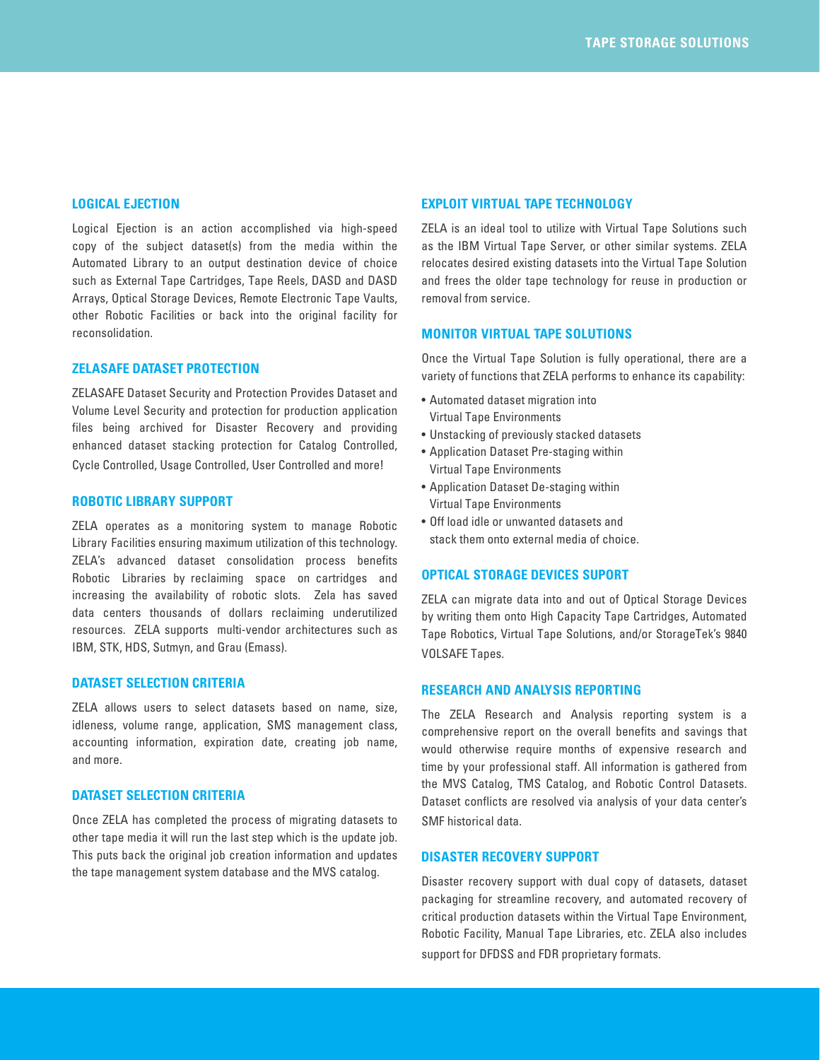## LOGICAL EJECTION

Logical Ejection is an action accomplished via high-speed copy of the subject dataset(s) from the media within the Automated Library to an output destination device of choice such as External Tape Cartridges, Tape Reels, DASD and DASD Arrays, Optical Storage Devices, Remote Electronic Tape Vaults, other Robotic Facilities or back into the original facility for reconsolidation.

## ZELASAFE DATASET PROTECTION

ZELASAFE Dataset Security and Protection Provides Dataset and Volume Level Security and protection for production application files being archived for Disaster Recovery and providing enhanced dataset stacking protection for Catalog Controlled, Cycle Controlled, Usage Controlled, User Controlled and more!

## ROBOTIC LIBRARY SUPPORT

ZELA operates as a monitoring system to manage Robotic Library Facilities ensuring maximum utilization of this technology. ZELA's advanced dataset consolidation process benefits Robotic Libraries by reclaiming space on cartridges and increasing the availability of robotic slots. Zela has saved data centers thousands of dollars reclaiming underutilized resources. ZELA supports multi-vendor architectures such as IBM, STK, HDS, Sutmyn, and Grau (Emass).

## DATASET SELECTION CRITERIA

ZELA allows users to select datasets based on name, size, idleness, volume range, application, SMS management class, accounting information, expiration date, creating job name, and more.

## DATASET SELECTION CRITERIA

Once ZELA has completed the process of migrating datasets to other tape media it will run the last step which is the update job. This puts back the original job creation information and updates the tape management system database and the MVS catalog.

## EXPLOIT VIRTUAL TAPE TECHNOLOGY

ZELA is an ideal tool to utilize with Virtual Tape Solutions such as the IBM Virtual Tape Server, or other similar systems. ZELA relocates desired existing datasets into the Virtual Tape Solution and frees the older tape technology for reuse in production or removal from service.

## MONITOR VIRTUAL TAPE SOLUTIONS

Once the Virtual Tape Solution is fully operational, there are a variety of functions that ZELA performs to enhance its capability:

- Automated dataset migration into Virtual Tape Environments
- Unstacking of previously stacked datasets
- Application Dataset Pre-staging within Virtual Tape Environments
- Application Dataset De-staging within Virtual Tape Environments
- Off load idle or unwanted datasets and stack them onto external media of choice.

## OPTICAL STORAGE DEVICES SUPORT

ZELA can migrate data into and out of Optical Storage Devices by writing them onto High Capacity Tape Cartridges, Automated Tape Robotics, Virtual Tape Solutions, and/or StorageTek's 9840 VOLSAFE Tapes.

## RESEARCH AND ANALYSIS REPORTING

The ZELA Research and Analysis reporting system is a comprehensive report on the overall benefits and savings that would otherwise require months of expensive research and time by your professional staff. All information is gathered from the MVS Catalog, TMS Catalog, and Robotic Control Datasets. Dataset conflicts are resolved via analysis of your data center's SMF historical data.

## DISASTER RECOVERY SUPPORT

Disaster recovery support with dual copy of datasets, dataset packaging for streamline recovery, and automated recovery of critical production datasets within the Virtual Tape Environment, Robotic Facility, Manual Tape Libraries, etc. ZELA also includes support for DFDSS and FDR proprietary formats.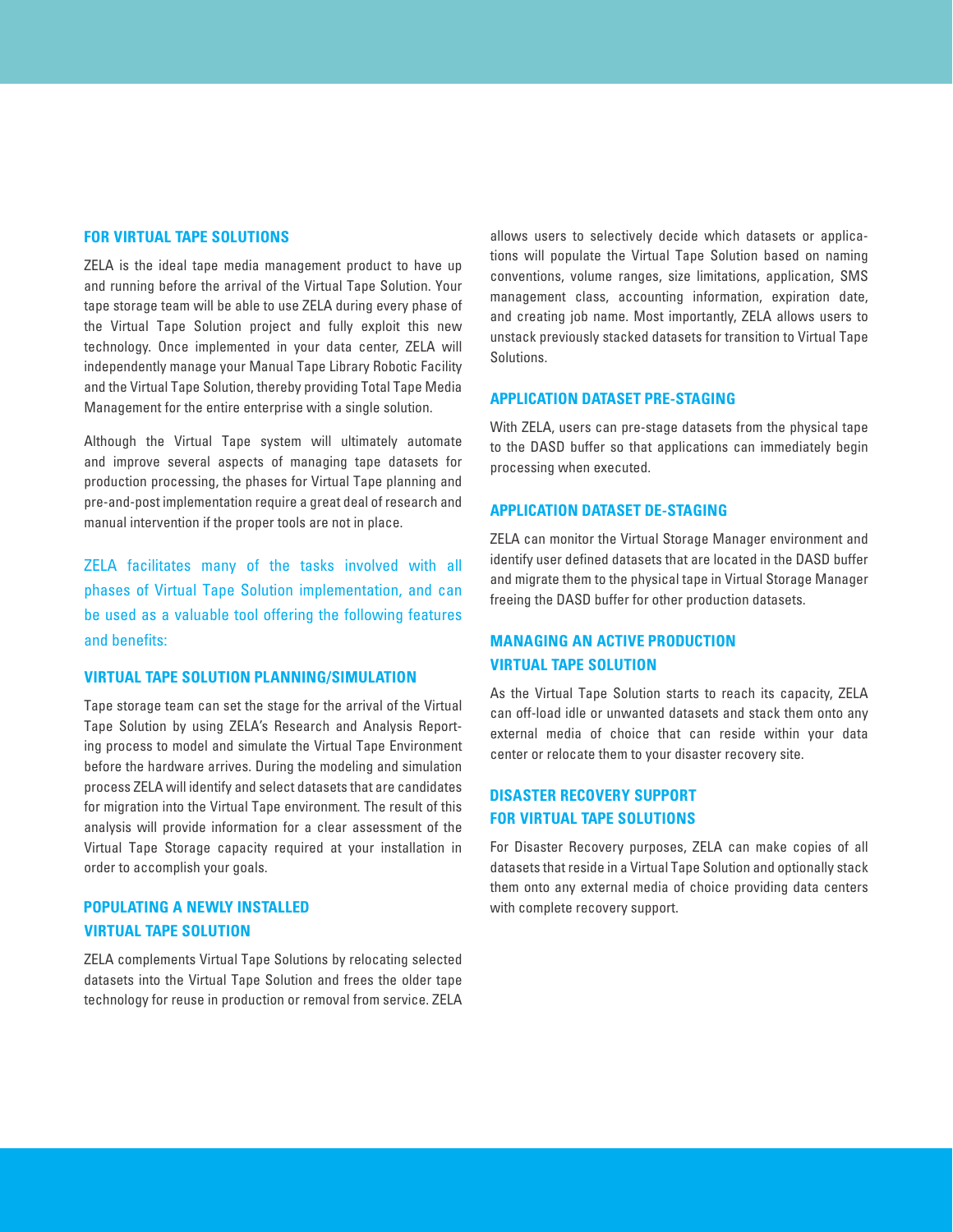## FOR VIRTUAL TAPE SOLUTIONS

ZELA is the ideal tape media management product to have up and running before the arrival of the Virtual Tape Solution. Your tape storage team will be able to use ZELA during every phase of the Virtual Tape Solution project and fully exploit this new technology. Once implemented in your data center, ZELA will independently manage your Manual Tape Library Robotic Facility and the Virtual Tape Solution, thereby providing Total Tape Media Management for the entire enterprise with a single solution.

Although the Virtual Tape system will ultimately automate and improve several aspects of managing tape datasets for production processing, the phases for Virtual Tape planning and pre-and-post implementation require a great deal of research and manual intervention if the proper tools are not in place.

ZELA facilitates many of the tasks involved with all phases of Virtual Tape Solution implementation, and can be used as a valuable tool offering the following features and benefits:

### VIRTUAL TAPE SOLUTION PLANNING/SIMULATION

Tape storage team can set the stage for the arrival of the Virtual Tape Solution by using ZELA's Research and Analysis Reporting process to model and simulate the Virtual Tape Environment before the hardware arrives. During the modeling and simulation process ZELA will identify and select datasets that are candidates for migration into the Virtual Tape environment. The result of this analysis will provide information for a clear assessment of the Virtual Tape Storage capacity required at your installation in order to accomplish your goals.

### POPULATING A NEWLY INSTALLED VIRTUAL TAPE SOLUTION

ZELA complements Virtual Tape Solutions by relocating selected datasets into the Virtual Tape Solution and frees the older tape technology for reuse in production or removal from service. ZELA allows users to selectively decide which datasets or applications will populate the Virtual Tape Solution based on naming conventions, volume ranges, size limitations, application, SMS management class, accounting information, expiration date, and creating job name. Most importantly, ZELA allows users to unstack previously stacked datasets for transition to Virtual Tape Solutions.

### APPLICATION DATASET PRE-STAGING

With ZELA, users can pre-stage datasets from the physical tape to the DASD buffer so that applications can immediately begin processing when executed.

### APPLICATION DATASET DE-STAGING

ZELA can monitor the Virtual Storage Manager environment and identify user defined datasets that are located in the DASD buffer and migrate them to the physical tape in Virtual Storage Manager freeing the DASD buffer for other production datasets.

### MANAGING AN ACTIVE PRODUCTION VIRTUAL TAPE SOLUTION

As the Virtual Tape Solution starts to reach its capacity, ZELA can off-load idle or unwanted datasets and stack them onto any external media of choice that can reside within your data center or relocate them to your disaster recovery site.

### DISASTER RECOVERY SUPPORT FOR VIRTUAL TAPE SOLUTIONS

For Disaster Recovery purposes, ZELA can make copies of all datasets that reside in a Virtual Tape Solution and optionally stack them onto any external media of choice providing data centers with complete recovery support.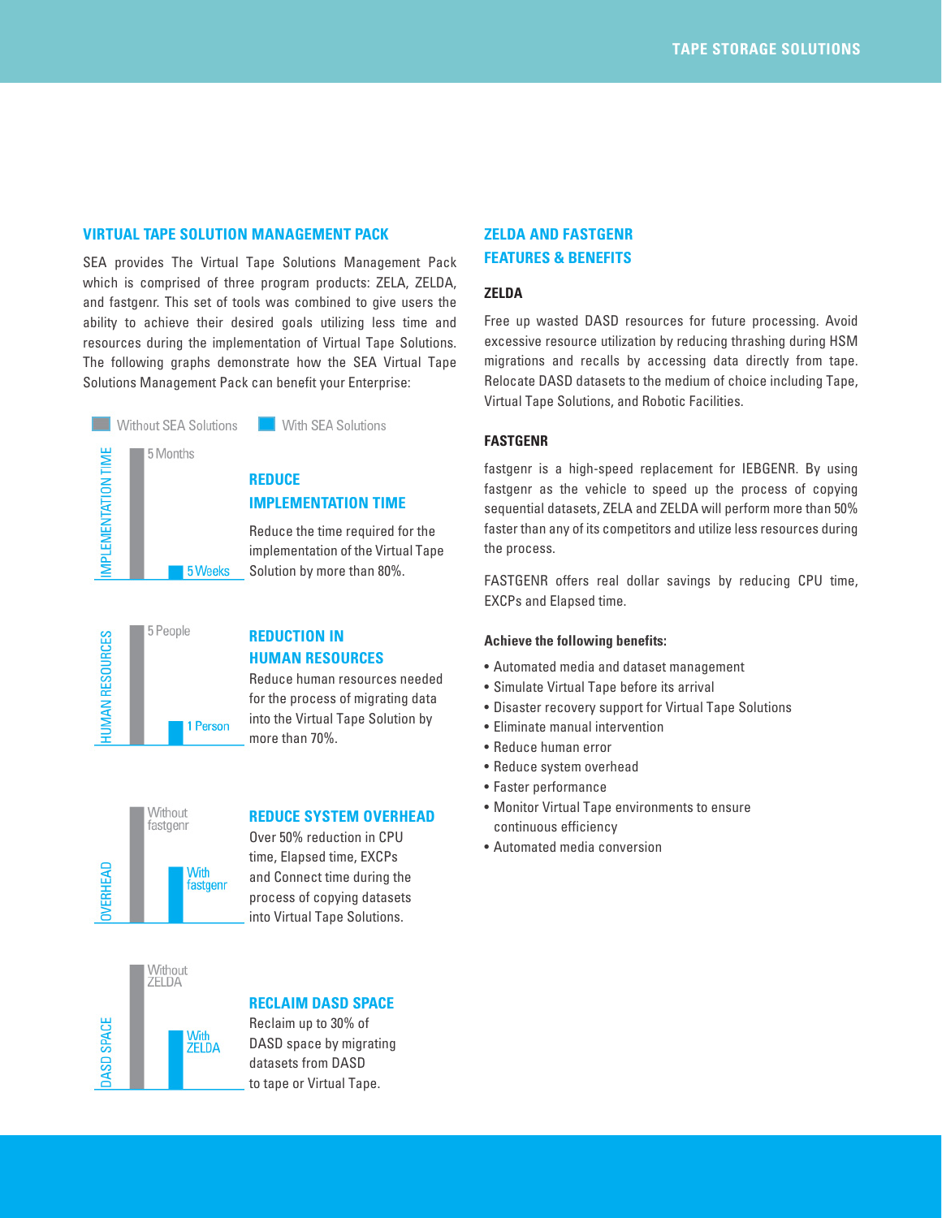## VIRTUAL TAPE SOLUTION MANAGEMENT PACK

SEA provides The Virtual Tape Solutions Management Pack which is comprised of three program products: ZELA, ZELDA, and fastgenr. This set of tools was combined to give users the ability to achieve their desired goals utilizing less time and resources during the implementation of Virtual Tape Solutions. The following graphs demonstrate how the SEA Virtual Tape Solutions Management Pack can benefit your Enterprise:

Without SEA Solutions | With SEA Solutions

IMPLEMENTATION TIME: 5 Months | 5 Weeks

### REDUCE IMPLEMENTATION TIME

Reduce the time required for the implementation of the Virtual Tape Solution by more than 80%.

HUMAN RESOURCES: 5 People | 1 Person

### REDUCTION IN HUMAN RESOURCES

Reduce human resources needed for the process of migrating data into the Virtual Tape Solution by more than 70%.

OVERHEAD: Without fastgenr | With fastgenr

### REDUCE SYSTEM OVERHEAD

Over 50% reduction in CPU time, Elapsed time, EXCPs and Connect time during the process of copying datasets into Virtual Tape Solutions.

DASD SPACE: Without ZELDA | With ZELDA

### RECLAIM DASD SPACE

Reclaim up to 30% of DASD space by migrating datasets from DASD to tape or Virtual Tape.

## ZELDA AND FASTGENR FEATURES & BENEFITS

### ZELDA

Free up wasted DASD resources for future processing. Avoid excessive resource utilization by reducing thrashing during HSM migrations and recalls by accessing data directly from tape. Relocate DASD datasets to the medium of choice including Tape, Virtual Tape Solutions, and Robotic Facilities.

### FASTGENR

fastgenr is a high-speed replacement for IEBGENR. By using fastgenr as the vehicle to speed up the process of copying sequential datasets, ZELA and ZELDA will perform more than 50% faster than any of its competitors and utilize less resources during the process.

FASTGENR offers real dollar savings by reducing CPU time, EXCPs and Elapsed time.

**Achieve the following benefits:**

- Automated media and dataset management
- Simulate Virtual Tape before its arrival
- Disaster recovery support for Virtual Tape Solutions
- Eliminate manual intervention
- Reduce human error
- Reduce system overhead
- Faster performance
- Monitor Virtual Tape environments to ensure continuous efficiency
- Automated media conversion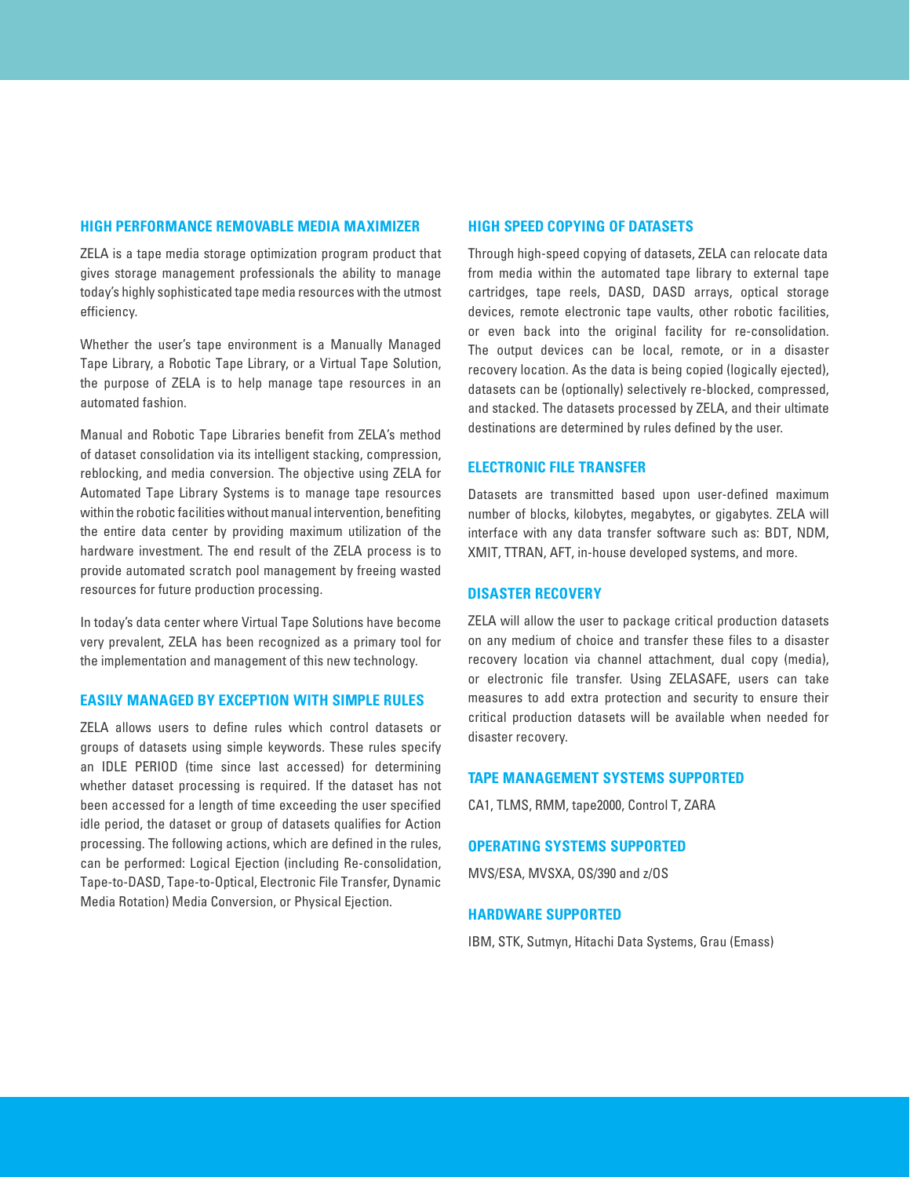## HIGH PERFORMANCE REMOVABLE MEDIA MAXIMIZER

ZELA is a tape media storage optimization program product that gives storage management professionals the ability to manage today's highly sophisticated tape media resources with the utmost efficiency.

Whether the user's tape environment is a Manually Managed Tape Library, a Robotic Tape Library, or a Virtual Tape Solution, the purpose of ZELA is to help manage tape resources in an automated fashion.

Manual and Robotic Tape Libraries benefit from ZELA's method of dataset consolidation via its intelligent stacking, compression, reblocking, and media conversion. The objective using ZELA for Automated Tape Library Systems is to manage tape resources within the robotic facilities without manual intervention, benefiting the entire data center by providing maximum utilization of the hardware investment. The end result of the ZELA process is to provide automated scratch pool management by freeing wasted resources for future production processing.

In today's data center where Virtual Tape Solutions have become very prevalent, ZELA has been recognized as a primary tool for the implementation and management of this new technology.

## EASILY MANAGED BY EXCEPTION WITH SIMPLE RULES

ZELA allows users to define rules which control datasets or groups of datasets using simple keywords. These rules specify an IDLE PERIOD (time since last accessed) for determining whether dataset processing is required. If the dataset has not been accessed for a length of time exceeding the user specified idle period, the dataset or group of datasets qualifies for Action processing. The following actions, which are defined in the rules, can be performed: Logical Ejection (including Re-consolidation, Tape-to-DASD, Tape-to-Optical, Electronic File Transfer, Dynamic Media Rotation) Media Conversion, or Physical Ejection.

## HIGH SPEED COPYING OF DATASETS

Through high-speed copying of datasets, ZELA can relocate data from media within the automated tape library to external tape cartridges, tape reels, DASD, DASD arrays, optical storage devices, remote electronic tape vaults, other robotic facilities, or even back into the original facility for re-consolidation. The output devices can be local, remote, or in a disaster recovery location. As the data is being copied (logically ejected), datasets can be (optionally) selectively re-blocked, compressed, and stacked. The datasets processed by ZELA, and their ultimate destinations are determined by rules defined by the user.

## ELECTRONIC FILE TRANSFER

Datasets are transmitted based upon user-defined maximum number of blocks, kilobytes, megabytes, or gigabytes. ZELA will interface with any data transfer software such as: BDT, NDM, XMIT, TTRAN, AFT, in-house developed systems, and more.

## DISASTER RECOVERY

ZELA will allow the user to package critical production datasets on any medium of choice and transfer these files to a disaster recovery location via channel attachment, dual copy (media), or electronic file transfer. Using ZELASAFE, users can take measures to add extra protection and security to ensure their critical production datasets will be available when needed for disaster recovery.

## TAPE MANAGEMENT SYSTEMS SUPPORTED

CA1, TLMS, RMM, tape2000, Control T, ZARA

## OPERATING SYSTEMS SUPPORTED

MVS/ESA, MVSXA, OS/390 and z/OS

## HARDWARE SUPPORTED

IBM, STK, Sutmyn, Hitachi Data Systems, Grau (Emass)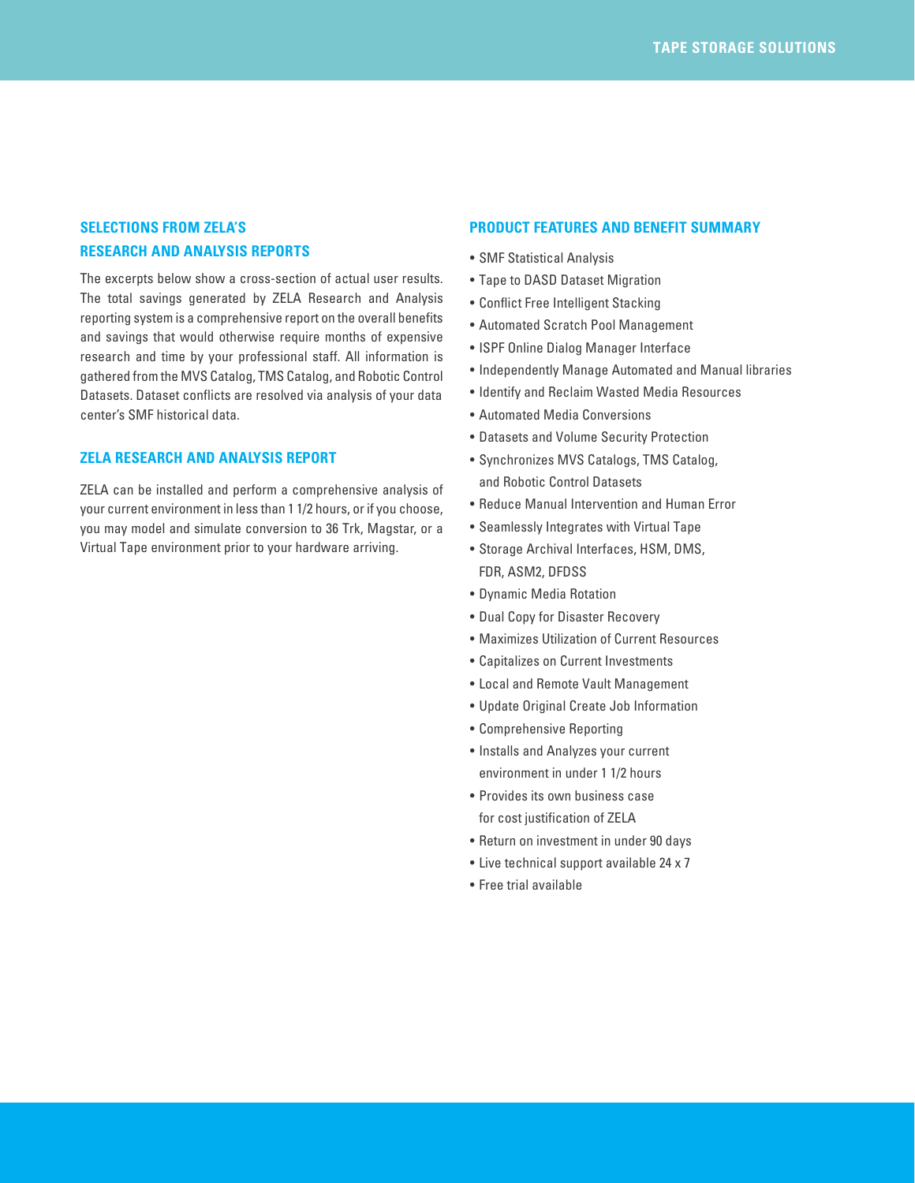## SELECTIONS FROM ZELA'S RESEARCH AND ANALYSIS REPORTS

The excerpts below show a cross-section of actual user results. The total savings generated by ZELA Research and Analysis reporting system is a comprehensive report on the overall benefits and savings that would otherwise require months of expensive research and time by your professional staff. All information is gathered from the MVS Catalog, TMS Catalog, and Robotic Control Datasets. Dataset conflicts are resolved via analysis of your data center's SMF historical data.

## ZELA RESEARCH AND ANALYSIS REPORT

ZELA can be installed and perform a comprehensive analysis of your current environment in less than 1 1/2 hours, or if you choose, you may model and simulate conversion to 36 Trk, Magstar, or a Virtual Tape environment prior to your hardware arriving.

## PRODUCT FEATURES AND BENEFIT SUMMARY

- SMF Statistical Analysis
- Tape to DASD Dataset Migration
- Conflict Free Intelligent Stacking
- Automated Scratch Pool Management
- ISPF Online Dialog Manager Interface
- Independently Manage Automated and Manual libraries
- Identify and Reclaim Wasted Media Resources
- Automated Media Conversions
- Datasets and Volume Security Protection
- Synchronizes MVS Catalogs, TMS Catalog, and Robotic Control Datasets
- Reduce Manual Intervention and Human Error
- Seamlessly Integrates with Virtual Tape
- Storage Archival Interfaces, HSM, DMS, FDR, ASM2, DFDSS
- Dynamic Media Rotation
- Dual Copy for Disaster Recovery
- Maximizes Utilization of Current Resources
- Capitalizes on Current Investments
- Local and Remote Vault Management
- Update Original Create Job Information
- Comprehensive Reporting
- Installs and Analyzes your current environment in under 1 1/2 hours
- Provides its own business case for cost justification of ZELA
- Return on investment in under 90 days
- Live technical support available 24 x 7
- Free trial available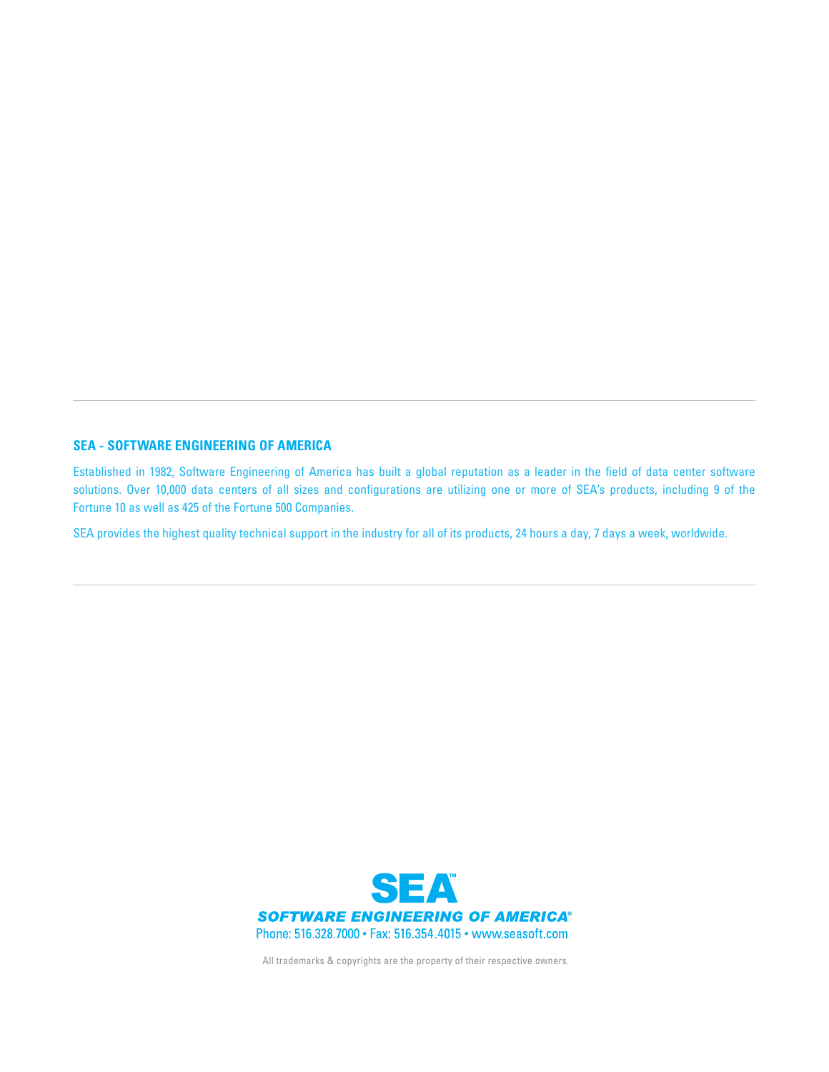## SEA - SOFTWARE ENGINEERING OF AMERICA

Established in 1982, Software Engineering of America has built a global reputation as a leader in the field of data center software solutions. Over 10,000 data centers of all sizes and configurations are utilizing one or more of SEA's products, including 9 of the Fortune 10 as well as 425 of the Fortune 500 Companies.

SEA provides the highest quality technical support in the industry for all of its products, 24 hours a day, 7 days a week, worldwide.

**SEA™**

***SOFTWARE ENGINEERING OF AMERICA®***

Phone: 516.328.7000 • Fax: 516.354.4015 • www.seasoft.com

All trademarks & copyrights are the property of their respective owners.